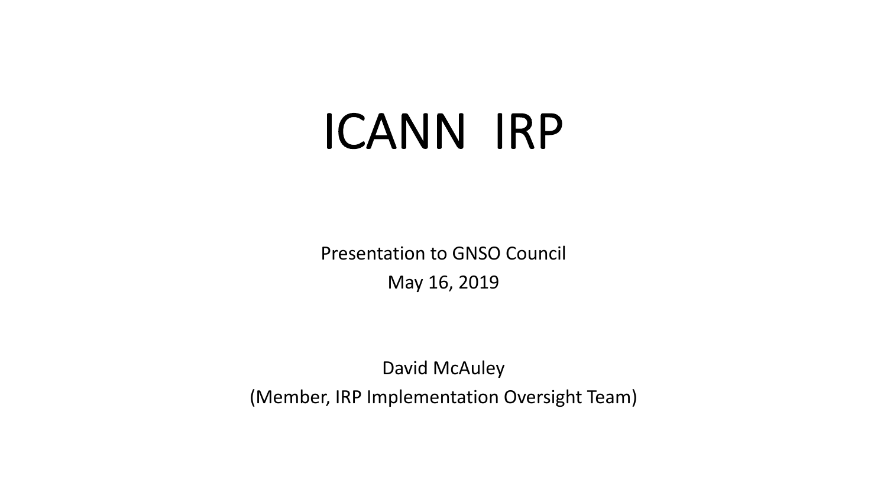# ICANN IRP

Presentation to GNSO Council

May 16, 2019

David McAuley

(Member, IRP Implementation Oversight Team)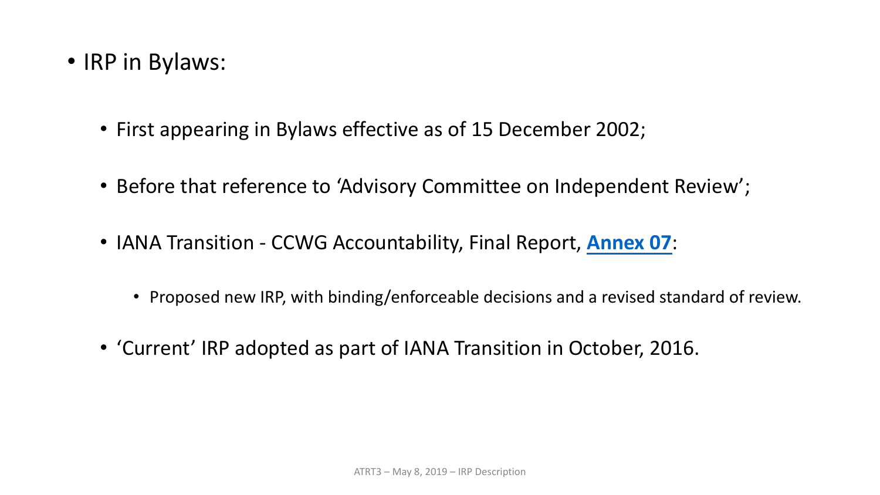- IRP in Bylaws:
  - First appearing in Bylaws effective as of 15 December 2002;
  - Before that reference to 'Advisory Committee on Independent Review';
  - IANA Transition - CCWG Accountability, Final Report, **Annex 07**:
    - Proposed new IRP, with binding/enforceable decisions and a revised standard of review.
  - 'Current' IRP adopted as part of IANA Transition in October, 2016.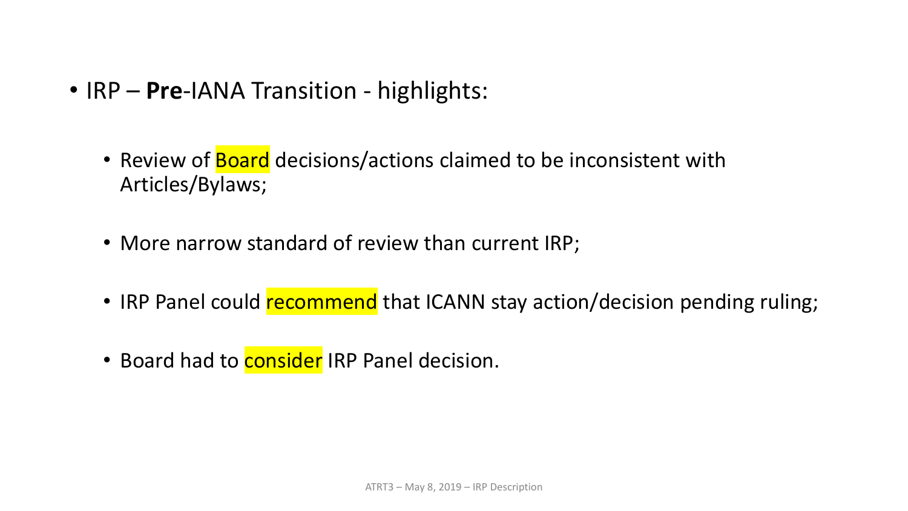- IRP – **Pre**-IANA Transition - highlights:
  - Review of Board decisions/actions claimed to be inconsistent with Articles/Bylaws;
  - More narrow standard of review than current IRP;
  - IRP Panel could recommend that ICANN stay action/decision pending ruling;
  - Board had to consider IRP Panel decision.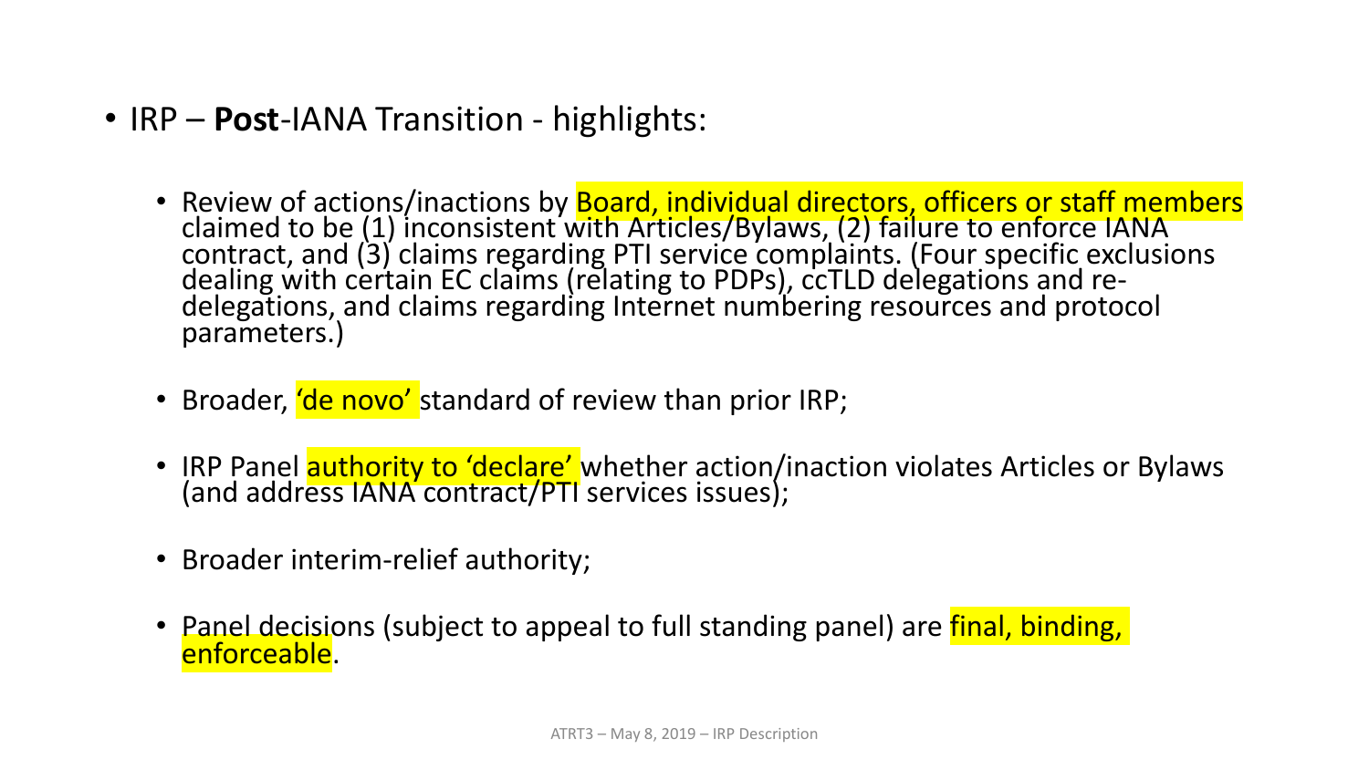- IRP – **Post**-IANA Transition - highlights:
  - Review of actions/inactions by Board, individual directors, officers or staff members claimed to be (1) inconsistent with Articles/Bylaws, (2) failure to enforce IANA contract, and (3) claims regarding PTI service complaints. (Four specific exclusions dealing with certain EC claims (relating to PDPs), ccTLD delegations and re-delegations, and claims regarding Internet numbering resources and protocol parameters.)
  - Broader, 'de novo' standard of review than prior IRP;
  - IRP Panel authority to 'declare' whether action/inaction violates Articles or Bylaws (and address IANA contract/PTI services issues);
  - Broader interim-relief authority;
  - Panel decisions (subject to appeal to full standing panel) are final, binding, enforceable.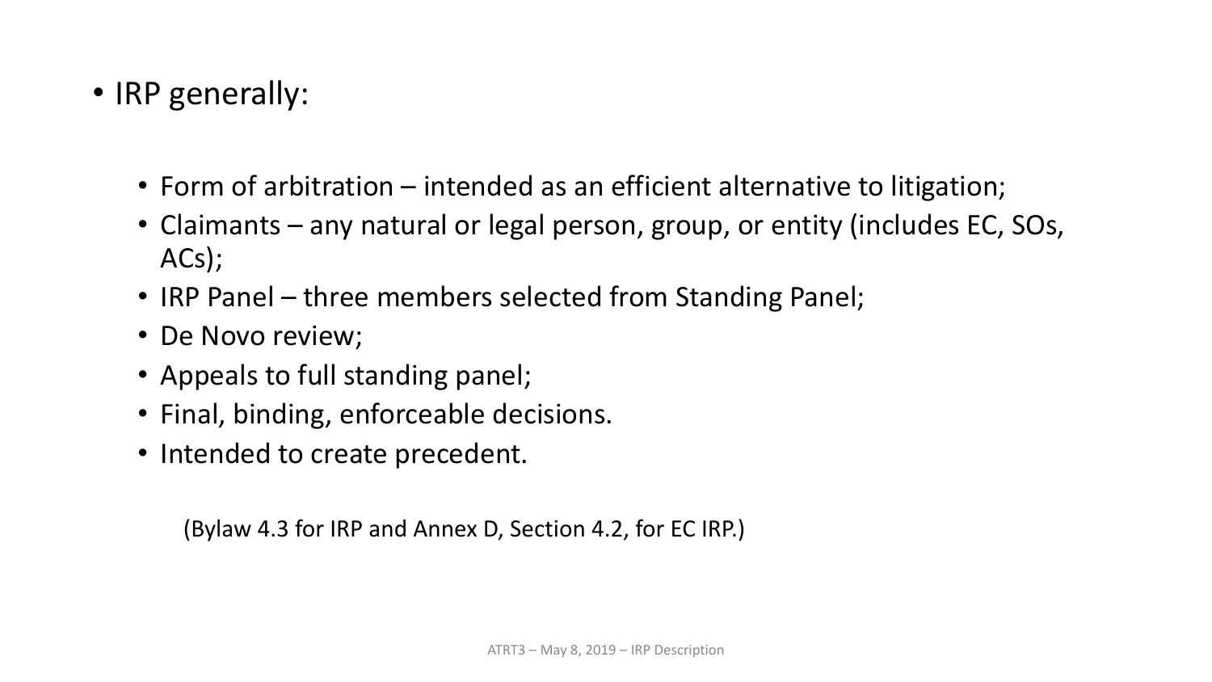- IRP generally:
  - Form of arbitration – intended as an efficient alternative to litigation;
  - Claimants – any natural or legal person, group, or entity (includes EC, SOs, ACs);
  - IRP Panel – three members selected from Standing Panel;
  - De Novo review;
  - Appeals to full standing panel;
  - Final, binding, enforceable decisions.
  - Intended to create precedent.

(Bylaw 4.3 for IRP and Annex D, Section 4.2, for EC IRP.)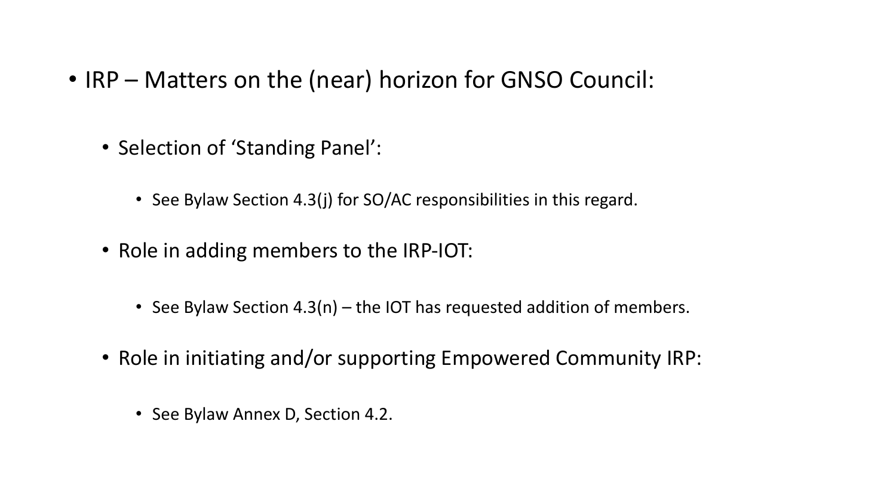- IRP – Matters on the (near) horizon for GNSO Council:
  - Selection of 'Standing Panel':
    - See Bylaw Section 4.3(j) for SO/AC responsibilities in this regard.
  - Role in adding members to the IRP-IOT:
    - See Bylaw Section 4.3(n) – the IOT has requested addition of members.
  - Role in initiating and/or supporting Empowered Community IRP:
    - See Bylaw Annex D, Section 4.2.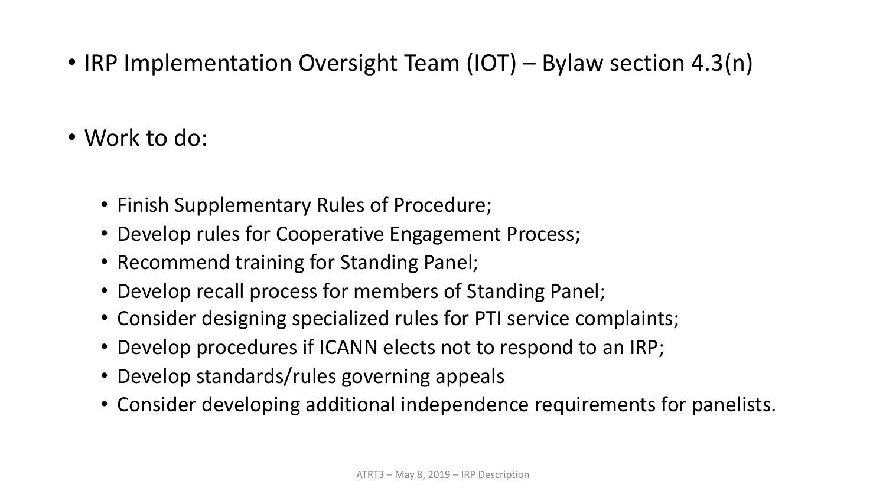- IRP Implementation Oversight Team (IOT) – Bylaw section 4.3(n)

- Work to do:

  - Finish Supplementary Rules of Procedure;
  - Develop rules for Cooperative Engagement Process;
  - Recommend training for Standing Panel;
  - Develop recall process for members of Standing Panel;
  - Consider designing specialized rules for PTI service complaints;
  - Develop procedures if ICANN elects not to respond to an IRP;
  - Develop standards/rules governing appeals
  - Consider developing additional independence requirements for panelists.